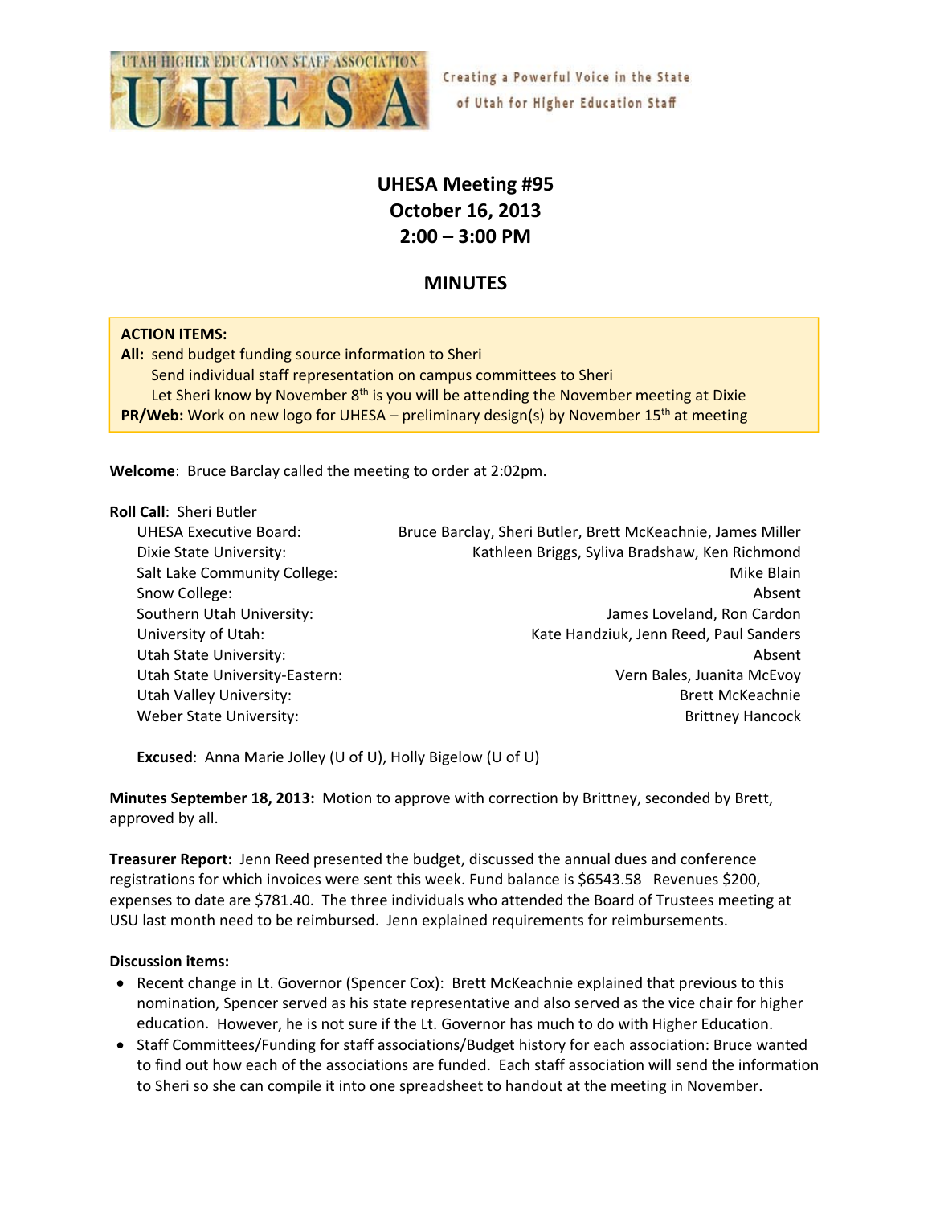UTAH HIGHER EDUCATION STAFF ASSOCIATION
UHESA

Creating a Powerful Voice in the State of Utah for Higher Education Staff

# UHESA Meeting #95
# October 16, 2013
# 2:00 – 3:00 PM

## MINUTES

**ACTION ITEMS:**
**All:** send budget funding source information to Sheri
Send individual staff representation on campus committees to Sheri
Let Sheri know by November 8th is you will be attending the November meeting at Dixie
**PR/Web:** Work on new logo for UHESA – preliminary design(s) by November 15th at meeting

**Welcome**: Bruce Barclay called the meeting to order at 2:02pm.

**Roll Call**: Sheri Butler

| | |
|---|---|
| UHESA Executive Board: | Bruce Barclay, Sheri Butler, Brett McKeachnie, James Miller |
| Dixie State University: | Kathleen Briggs, Syliva Bradshaw, Ken Richmond |
| Salt Lake Community College: | Mike Blain |
| Snow College: | Absent |
| Southern Utah University: | James Loveland, Ron Cardon |
| University of Utah: | Kate Handziuk, Jenn Reed, Paul Sanders |
| Utah State University: | Absent |
| Utah State University-Eastern: | Vern Bales, Juanita McEvoy |
| Utah Valley University: | Brett McKeachnie |
| Weber State University: | Brittney Hancock |

**Excused**: Anna Marie Jolley (U of U), Holly Bigelow (U of U)

**Minutes September 18, 2013:** Motion to approve with correction by Brittney, seconded by Brett, approved by all.

**Treasurer Report:** Jenn Reed presented the budget, discussed the annual dues and conference registrations for which invoices were sent this week. Fund balance is $6543.58 Revenues $200, expenses to date are $781.40. The three individuals who attended the Board of Trustees meeting at USU last month need to be reimbursed. Jenn explained requirements for reimbursements.

**Discussion items:**

- Recent change in Lt. Governor (Spencer Cox): Brett McKeachnie explained that previous to this nomination, Spencer served as his state representative and also served as the vice chair for higher education. However, he is not sure if the Lt. Governor has much to do with Higher Education.
- Staff Committees/Funding for staff associations/Budget history for each association: Bruce wanted to find out how each of the associations are funded. Each staff association will send the information to Sheri so she can compile it into one spreadsheet to handout at the meeting in November.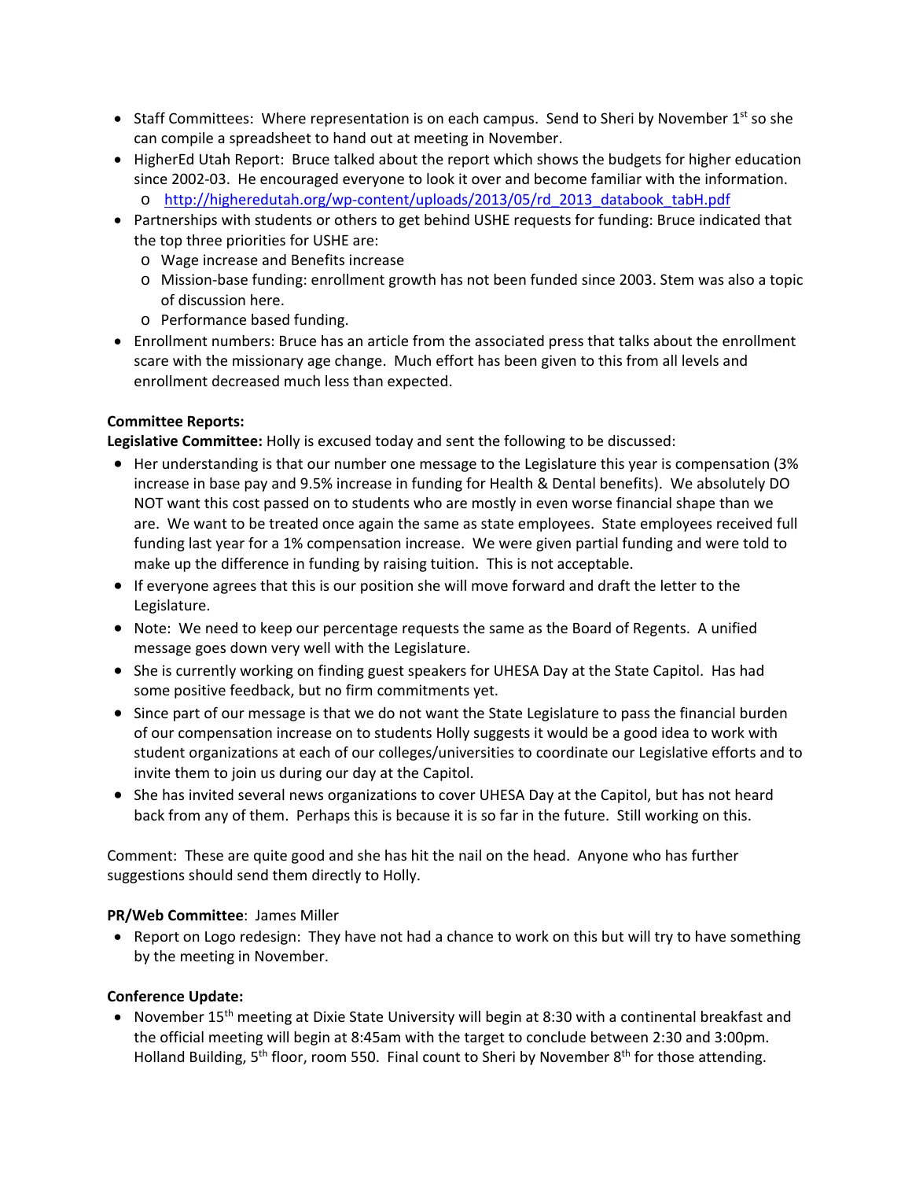- Staff Committees: Where representation is on each campus. Send to Sheri by November 1st so she can compile a spreadsheet to hand out at meeting in November.
- HigherEd Utah Report: Bruce talked about the report which shows the budgets for higher education since 2002-03. He encouraged everyone to look it over and become familiar with the information.
  - http://higheredutah.org/wp-content/uploads/2013/05/rd_2013_databook_tabH.pdf
- Partnerships with students or others to get behind USHE requests for funding: Bruce indicated that the top three priorities for USHE are:
  - Wage increase and Benefits increase
  - Mission-base funding: enrollment growth has not been funded since 2003. Stem was also a topic of discussion here.
  - Performance based funding.
- Enrollment numbers: Bruce has an article from the associated press that talks about the enrollment scare with the missionary age change. Much effort has been given to this from all levels and enrollment decreased much less than expected.

**Committee Reports:**

**Legislative Committee:** Holly is excused today and sent the following to be discussed:

- Her understanding is that our number one message to the Legislature this year is compensation (3% increase in base pay and 9.5% increase in funding for Health & Dental benefits). We absolutely DO NOT want this cost passed on to students who are mostly in even worse financial shape than we are. We want to be treated once again the same as state employees. State employees received full funding last year for a 1% compensation increase. We were given partial funding and were told to make up the difference in funding by raising tuition. This is not acceptable.
- If everyone agrees that this is our position she will move forward and draft the letter to the Legislature.
- Note: We need to keep our percentage requests the same as the Board of Regents. A unified message goes down very well with the Legislature.
- She is currently working on finding guest speakers for UHESA Day at the State Capitol. Has had some positive feedback, but no firm commitments yet.
- Since part of our message is that we do not want the State Legislature to pass the financial burden of our compensation increase on to students Holly suggests it would be a good idea to work with student organizations at each of our colleges/universities to coordinate our Legislative efforts and to invite them to join us during our day at the Capitol.
- She has invited several news organizations to cover UHESA Day at the Capitol, but has not heard back from any of them. Perhaps this is because it is so far in the future. Still working on this.

Comment: These are quite good and she has hit the nail on the head. Anyone who has further suggestions should send them directly to Holly.

**PR/Web Committee**: James Miller

- Report on Logo redesign: They have not had a chance to work on this but will try to have something by the meeting in November.

**Conference Update:**

- November 15th meeting at Dixie State University will begin at 8:30 with a continental breakfast and the official meeting will begin at 8:45am with the target to conclude between 2:30 and 3:00pm. Holland Building, 5th floor, room 550. Final count to Sheri by November 8th for those attending.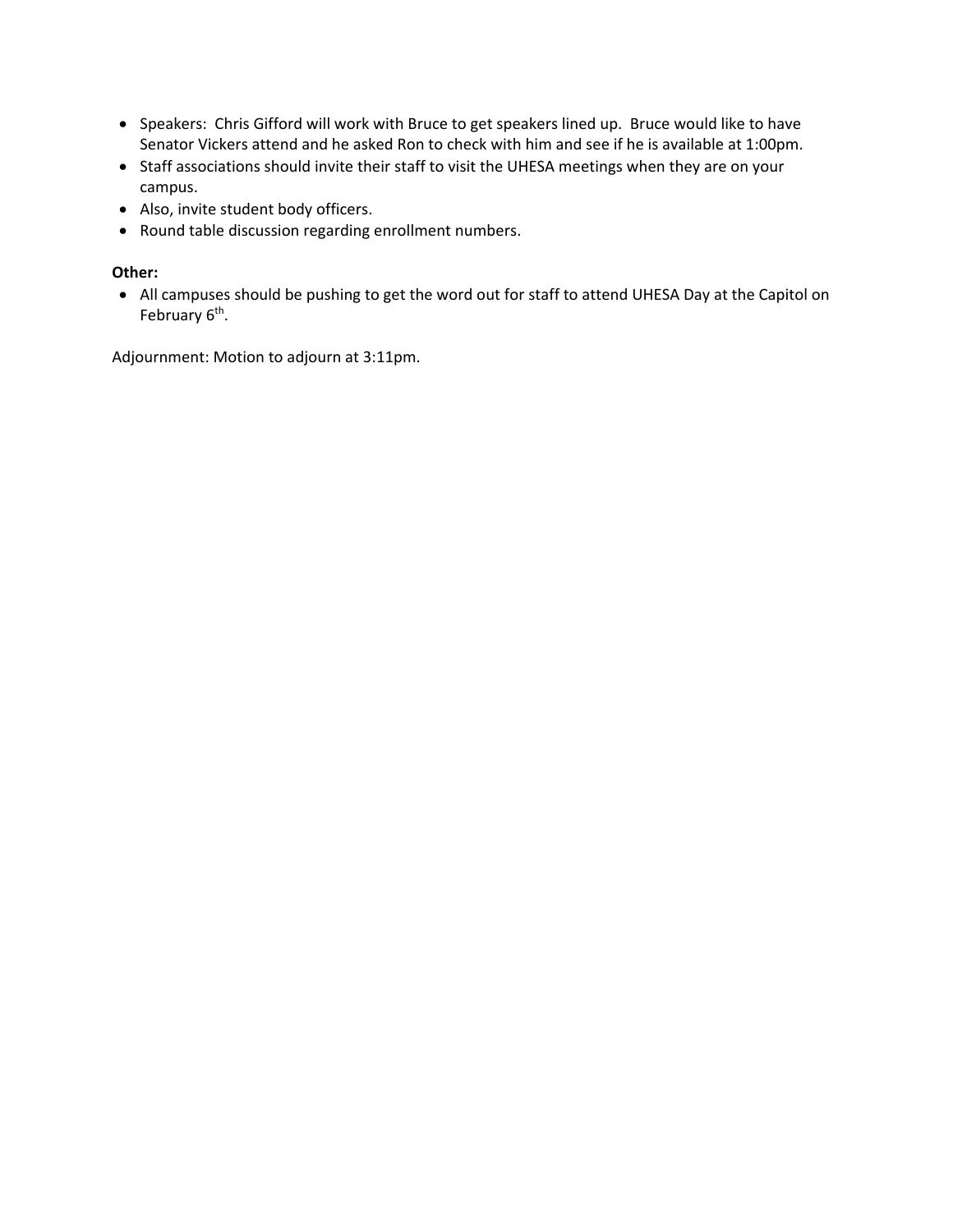- Speakers: Chris Gifford will work with Bruce to get speakers lined up. Bruce would like to have Senator Vickers attend and he asked Ron to check with him and see if he is available at 1:00pm.
- Staff associations should invite their staff to visit the UHESA meetings when they are on your campus.
- Also, invite student body officers.
- Round table discussion regarding enrollment numbers.

**Other:**

- All campuses should be pushing to get the word out for staff to attend UHESA Day at the Capitol on February 6th.

Adjournment: Motion to adjourn at 3:11pm.